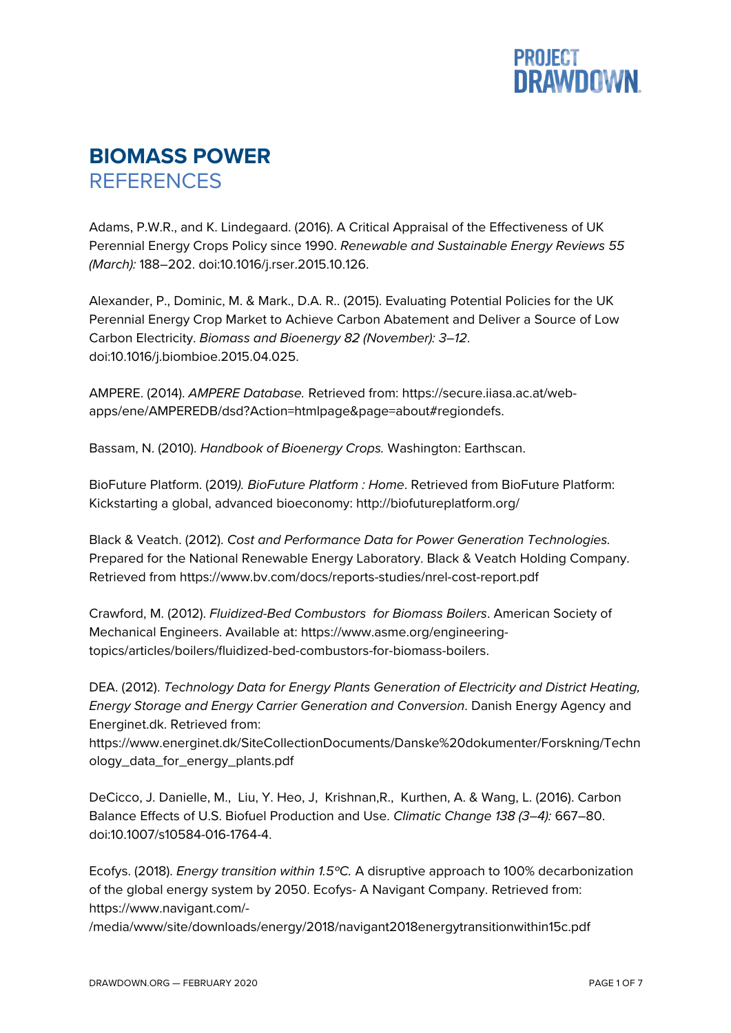# BIOMASS POWER
## REFERENCES

Adams, P.W.R., and K. Lindegaard. (2016). A Critical Appraisal of the Effectiveness of UK Perennial Energy Crops Policy since 1990. *Renewable and Sustainable Energy Reviews 55 (March):* 188–202. doi:10.1016/j.rser.2015.10.126.

Alexander, P., Dominic, M. & Mark., D.A. R.. (2015). Evaluating Potential Policies for the UK Perennial Energy Crop Market to Achieve Carbon Abatement and Deliver a Source of Low Carbon Electricity. *Biomass and Bioenergy 82 (November): 3–12*. doi:10.1016/j.biombioe.2015.04.025.

AMPERE. (2014). *AMPERE Database.* Retrieved from: https://secure.iiasa.ac.at/web-apps/ene/AMPEREDB/dsd?Action=htmlpage&page=about#regiondefs.

Bassam, N. (2010). *Handbook of Bioenergy Crops.* Washington: Earthscan.

BioFuture Platform. (2019*). BioFuture Platform : Home*. Retrieved from BioFuture Platform: Kickstarting a global, advanced bioeconomy: http://biofutureplatform.org/

Black & Veatch. (2012). *Cost and Performance Data for Power Generation Technologies.* Prepared for the National Renewable Energy Laboratory. Black & Veatch Holding Company. Retrieved from https://www.bv.com/docs/reports-studies/nrel-cost-report.pdf

Crawford, M. (2012). *Fluidized-Bed Combustors for Biomass Boilers*. American Society of Mechanical Engineers. Available at: https://www.asme.org/engineering-topics/articles/boilers/fluidized-bed-combustors-for-biomass-boilers.

DEA. (2012). *Technology Data for Energy Plants Generation of Electricity and District Heating, Energy Storage and Energy Carrier Generation and Conversion*. Danish Energy Agency and Energinet.dk. Retrieved from: https://www.energinet.dk/SiteCollectionDocuments/Danske%20dokumenter/Forskning/Technology_data_for_energy_plants.pdf

DeCicco, J. Danielle, M., Liu, Y. Heo, J, Krishnan,R., Kurthen, A. & Wang, L. (2016). Carbon Balance Effects of U.S. Biofuel Production and Use. *Climatic Change 138 (3–4):* 667–80. doi:10.1007/s10584-016-1764-4.

Ecofys. (2018). *Energy transition within 1.5ºC.* A disruptive approach to 100% decarbonization of the global energy system by 2050. Ecofys- A Navigant Company. Retrieved from: https://www.navigant.com/-/media/www/site/downloads/energy/2018/navigant2018energytransitionwithin15c.pdf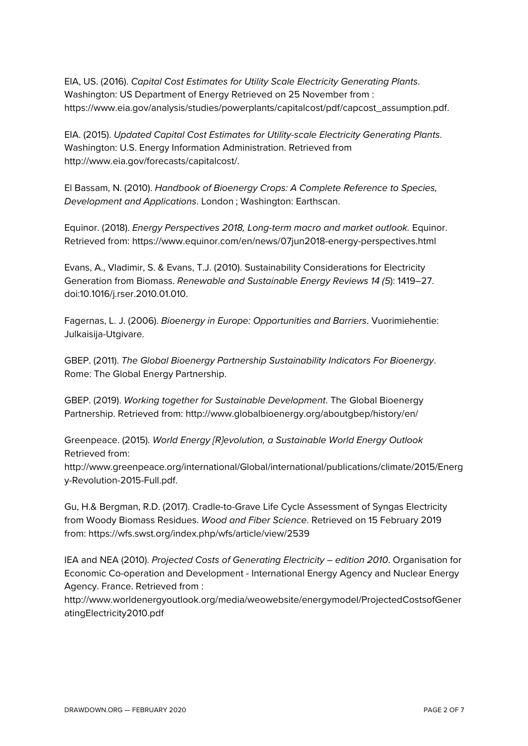EIA, US. (2016). *Capital Cost Estimates for Utility Scale Electricity Generating Plants*. Washington: US Department of Energy Retrieved on 25 November from : https://www.eia.gov/analysis/studies/powerplants/capitalcost/pdf/capcost_assumption.pdf.

EIA. (2015). *Updated Capital Cost Estimates for Utility-scale Electricity Generating Plants*. Washington: U.S. Energy Information Administration. Retrieved from http://www.eia.gov/forecasts/capitalcost/.

El Bassam, N. (2010). *Handbook of Bioenergy Crops: A Complete Reference to Species, Development and Applications*. London ; Washington: Earthscan.

Equinor. (2018). *Energy Perspectives 2018, Long-term macro and market outlook.* Equinor. Retrieved from: https://www.equinor.com/en/news/07jun2018-energy-perspectives.html

Evans, A., Vladimir, S. & Evans, T.J. (2010). Sustainability Considerations for Electricity Generation from Biomass. *Renewable and Sustainable Energy Reviews 14 (5*): 1419–27. doi:10.1016/j.rser.2010.01.010.

Fagernas, L. J. (2006). *Bioenergy in Europe: Opportunities and Barriers*. Vuorimiehentie: Julkaisija-Utgivare.

GBEP. (2011). *The Global Bioenergy Partnership Sustainability Indicators For Bioenergy*. Rome: The Global Energy Partnership.

GBEP. (2019). *Working together for Sustainable Development*. The Global Bioenergy Partnership. Retrieved from: http://www.globalbioenergy.org/aboutgbep/history/en/

Greenpeace. (2015). *World Energy [R]evolution, a Sustainable World Energy Outlook* Retrieved from: http://www.greenpeace.org/international/Global/international/publications/climate/2015/Energy-Revolution-2015-Full.pdf.

Gu, H.& Bergman, R.D. (2017). Cradle-to-Grave Life Cycle Assessment of Syngas Electricity from Woody Biomass Residues. *Wood and Fiber Science*. Retrieved on 15 February 2019 from: https://wfs.swst.org/index.php/wfs/article/view/2539

IEA and NEA (2010). *Projected Costs of Generating Electricity – edition 2010*. Organisation for Economic Co-operation and Development - International Energy Agency and Nuclear Energy Agency. France. Retrieved from : http://www.worldenergyoutlook.org/media/weowebsite/energymodel/ProjectedCostsofGeneratingElectricity2010.pdf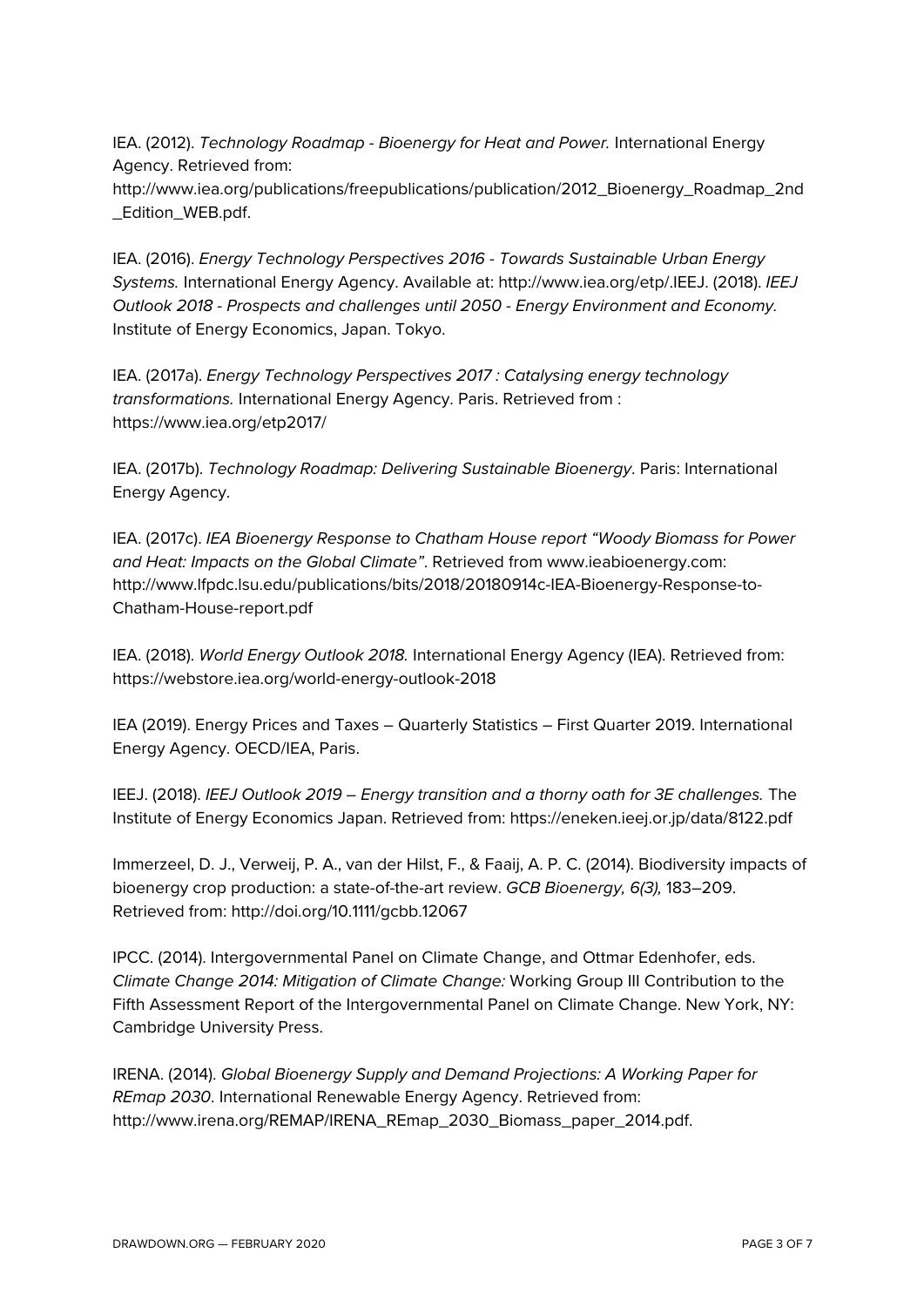IEA. (2012). *Technology Roadmap - Bioenergy for Heat and Power.* International Energy Agency. Retrieved from: http://www.iea.org/publications/freepublications/publication/2012_Bioenergy_Roadmap_2nd_Edition_WEB.pdf.

IEA. (2016). *Energy Technology Perspectives 2016 - Towards Sustainable Urban Energy Systems.* International Energy Agency. Available at: http://www.iea.org/etp/.IEEJ. (2018). *IEEJ Outlook 2018 - Prospects and challenges until 2050 - Energy Environment and Economy*. Institute of Energy Economics, Japan. Tokyo.

IEA. (2017a). *Energy Technology Perspectives 2017 : Catalysing energy technology transformations.* International Energy Agency. Paris. Retrieved from : https://www.iea.org/etp2017/

IEA. (2017b). *Technology Roadmap: Delivering Sustainable Bioenergy*. Paris: International Energy Agency.

IEA. (2017c). *IEA Bioenergy Response to Chatham House report "Woody Biomass for Power and Heat: Impacts on the Global Climate"*. Retrieved from www.ieabioenergy.com: http://www.lfpdc.lsu.edu/publications/bits/2018/20180914c-IEA-Bioenergy-Response-to-Chatham-House-report.pdf

IEA. (2018). *World Energy Outlook 2018.* International Energy Agency (IEA). Retrieved from: https://webstore.iea.org/world-energy-outlook-2018

IEA (2019). Energy Prices and Taxes – Quarterly Statistics – First Quarter 2019. International Energy Agency. OECD/IEA, Paris.

IEEJ. (2018). *IEEJ Outlook 2019 – Energy transition and a thorny oath for 3E challenges.* The Institute of Energy Economics Japan. Retrieved from: https://eneken.ieej.or.jp/data/8122.pdf

Immerzeel, D. J., Verweij, P. A., van der Hilst, F., & Faaij, A. P. C. (2014). Biodiversity impacts of bioenergy crop production: a state-of-the-art review. *GCB Bioenergy, 6(3),* 183–209. Retrieved from: http://doi.org/10.1111/gcbb.12067

IPCC. (2014). Intergovernmental Panel on Climate Change, and Ottmar Edenhofer, eds. *Climate Change 2014: Mitigation of Climate Change:* Working Group III Contribution to the Fifth Assessment Report of the Intergovernmental Panel on Climate Change. New York, NY: Cambridge University Press.

IRENA. (2014). *Global Bioenergy Supply and Demand Projections: A Working Paper for REmap 2030*. International Renewable Energy Agency. Retrieved from: http://www.irena.org/REMAP/IRENA_REmap_2030_Biomass_paper_2014.pdf.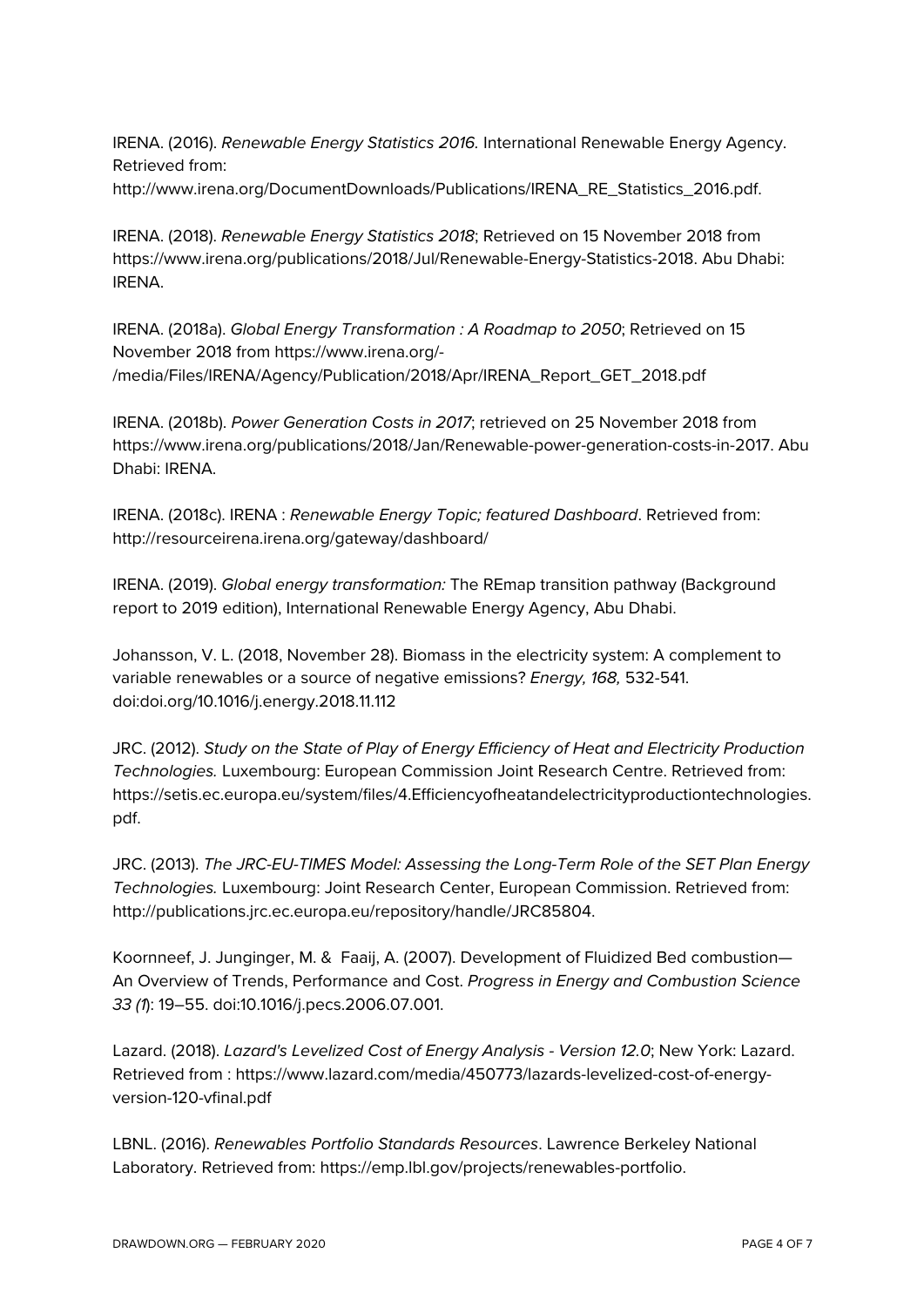IRENA. (2016). *Renewable Energy Statistics 2016.* International Renewable Energy Agency. Retrieved from: http://www.irena.org/DocumentDownloads/Publications/IRENA_RE_Statistics_2016.pdf.

IRENA. (2018). *Renewable Energy Statistics 2018*; Retrieved on 15 November 2018 from https://www.irena.org/publications/2018/Jul/Renewable-Energy-Statistics-2018. Abu Dhabi: IRENA.

IRENA. (2018a). *Global Energy Transformation : A Roadmap to 2050*; Retrieved on 15 November 2018 from https://www.irena.org/-/media/Files/IRENA/Agency/Publication/2018/Apr/IRENA_Report_GET_2018.pdf

IRENA. (2018b). *Power Generation Costs in 2017*; retrieved on 25 November 2018 from https://www.irena.org/publications/2018/Jan/Renewable-power-generation-costs-in-2017. Abu Dhabi: IRENA.

IRENA. (2018c). IRENA : *Renewable Energy Topic; featured Dashboard*. Retrieved from: http://resourceirena.irena.org/gateway/dashboard/

IRENA. (2019). *Global energy transformation:* The REmap transition pathway (Background report to 2019 edition), International Renewable Energy Agency, Abu Dhabi.

Johansson, V. L. (2018, November 28). Biomass in the electricity system: A complement to variable renewables or a source of negative emissions? *Energy, 168,* 532-541. doi:doi.org/10.1016/j.energy.2018.11.112

JRC. (2012). *Study on the State of Play of Energy Efficiency of Heat and Electricity Production Technologies.* Luxembourg: European Commission Joint Research Centre. Retrieved from: https://setis.ec.europa.eu/system/files/4.Efficiencyofheatandelectricityproductiontechnologies.pdf.

JRC. (2013). *The JRC-EU-TIMES Model: Assessing the Long-Term Role of the SET Plan Energy Technologies.* Luxembourg: Joint Research Center, European Commission. Retrieved from: http://publications.jrc.ec.europa.eu/repository/handle/JRC85804.

Koornneef, J. Junginger, M. & Faaij, A. (2007). Development of Fluidized Bed combustion—An Overview of Trends, Performance and Cost. *Progress in Energy and Combustion Science 33 (1*): 19–55. doi:10.1016/j.pecs.2006.07.001.

Lazard. (2018). *Lazard's Levelized Cost of Energy Analysis - Version 12.0*; New York: Lazard. Retrieved from : https://www.lazard.com/media/450773/lazards-levelized-cost-of-energy-version-120-vfinal.pdf

LBNL. (2016). *Renewables Portfolio Standards Resources*. Lawrence Berkeley National Laboratory. Retrieved from: https://emp.lbl.gov/projects/renewables-portfolio.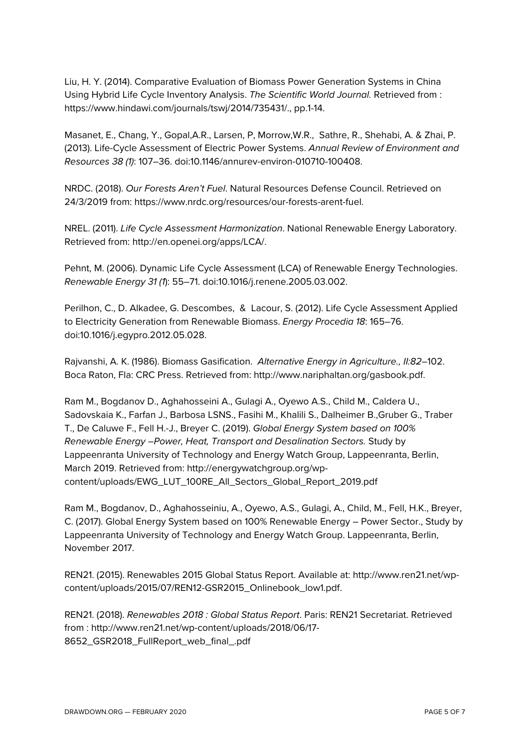Liu, H. Y. (2014). Comparative Evaluation of Biomass Power Generation Systems in China Using Hybrid Life Cycle Inventory Analysis. *The Scientific World Journal.* Retrieved from : https://www.hindawi.com/journals/tswj/2014/735431/., pp.1-14.

Masanet, E., Chang, Y., Gopal,A.R., Larsen, P, Morrow,W.R., Sathre, R., Shehabi, A. & Zhai, P. (2013). Life-Cycle Assessment of Electric Power Systems. *Annual Review of Environment and Resources 38 (1)*: 107–36. doi:10.1146/annurev-environ-010710-100408.

NRDC. (2018). *Our Forests Aren't Fuel*. Natural Resources Defense Council. Retrieved on 24/3/2019 from: https://www.nrdc.org/resources/our-forests-arent-fuel.

NREL. (2011). *Life Cycle Assessment Harmonization*. National Renewable Energy Laboratory. Retrieved from: http://en.openei.org/apps/LCA/.

Pehnt, M. (2006). Dynamic Life Cycle Assessment (LCA) of Renewable Energy Technologies. *Renewable Energy 31 (1*): 55–71. doi:10.1016/j.renene.2005.03.002.

Perilhon, C., D. Alkadee, G. Descombes, & Lacour, S. (2012). Life Cycle Assessment Applied to Electricity Generation from Renewable Biomass. *Energy Procedia 18*: 165–76. doi:10.1016/j.egypro.2012.05.028.

Rajvanshi, A. K. (1986). Biomass Gasification. *Alternative Energy in Agriculture., II:82*–102. Boca Raton, Fla: CRC Press. Retrieved from: http://www.nariphaltan.org/gasbook.pdf.

Ram M., Bogdanov D., Aghahosseini A., Gulagi A., Oyewo A.S., Child M., Caldera U., Sadovskaia K., Farfan J., Barbosa LSNS., Fasihi M., Khalili S., Dalheimer B.,Gruber G., Traber T., De Caluwe F., Fell H.-J., Breyer C. (2019). *Global Energy System based on 100% Renewable Energy –Power, Heat, Transport and Desalination Sectors.* Study by Lappeenranta University of Technology and Energy Watch Group, Lappeenranta, Berlin, March 2019. Retrieved from: http://energywatchgroup.org/wp-content/uploads/EWG_LUT_100RE_All_Sectors_Global_Report_2019.pdf

Ram M., Bogdanov, D., Aghahosseiniu, A., Oyewo, A.S., Gulagi, A., Child, M., Fell, H.K., Breyer, C. (2017). Global Energy System based on 100% Renewable Energy – Power Sector., Study by Lappeenranta University of Technology and Energy Watch Group. Lappeenranta, Berlin, November 2017.

REN21. (2015). Renewables 2015 Global Status Report. Available at: http://www.ren21.net/wp-content/uploads/2015/07/REN12-GSR2015_Onlinebook_low1.pdf.

REN21. (2018). *Renewables 2018 : Global Status Report*. Paris: REN21 Secretariat. Retrieved from : http://www.ren21.net/wp-content/uploads/2018/06/17-8652_GSR2018_FullReport_web_final_.pdf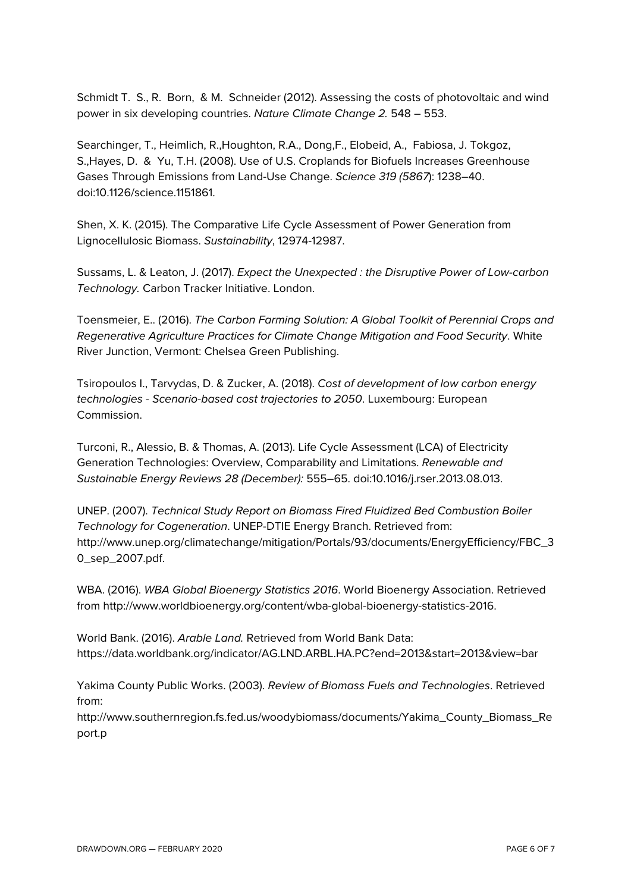Schmidt T. S., R. Born, & M. Schneider (2012). Assessing the costs of photovoltaic and wind power in six developing countries. *Nature Climate Change 2.* 548 – 553.

Searchinger, T., Heimlich, R.,Houghton, R.A., Dong,F., Elobeid, A., Fabiosa, J. Tokgoz, S.,Hayes, D. & Yu, T.H. (2008). Use of U.S. Croplands for Biofuels Increases Greenhouse Gases Through Emissions from Land-Use Change. *Science 319 (5867*): 1238–40. doi:10.1126/science.1151861.

Shen, X. K. (2015). The Comparative Life Cycle Assessment of Power Generation from Lignocellulosic Biomass. *Sustainability*, 12974-12987.

Sussams, L. & Leaton, J. (2017). *Expect the Unexpected : the Disruptive Power of Low-carbon Technology.* Carbon Tracker Initiative. London.

Toensmeier, E.. (2016). *The Carbon Farming Solution: A Global Toolkit of Perennial Crops and Regenerative Agriculture Practices for Climate Change Mitigation and Food Security*. White River Junction, Vermont: Chelsea Green Publishing.

Tsiropoulos I., Tarvydas, D. & Zucker, A. (2018). *Cost of development of low carbon energy technologies - Scenario-based cost trajectories to 2050*. Luxembourg: European Commission.

Turconi, R., Alessio, B. & Thomas, A. (2013). Life Cycle Assessment (LCA) of Electricity Generation Technologies: Overview, Comparability and Limitations. *Renewable and Sustainable Energy Reviews 28 (December):* 555–65. doi:10.1016/j.rser.2013.08.013.

UNEP. (2007). *Technical Study Report on Biomass Fired Fluidized Bed Combustion Boiler Technology for Cogeneration*. UNEP-DTIE Energy Branch. Retrieved from: http://www.unep.org/climatechange/mitigation/Portals/93/documents/EnergyEfficiency/FBC_30_sep_2007.pdf.

WBA. (2016). *WBA Global Bioenergy Statistics 2016*. World Bioenergy Association. Retrieved from http://www.worldbioenergy.org/content/wba-global-bioenergy-statistics-2016.

World Bank. (2016). *Arable Land.* Retrieved from World Bank Data: https://data.worldbank.org/indicator/AG.LND.ARBL.HA.PC?end=2013&start=2013&view=bar

Yakima County Public Works. (2003). *Review of Biomass Fuels and Technologies*. Retrieved from: http://www.southernregion.fs.fed.us/woodybiomass/documents/Yakima_County_Biomass_Report.p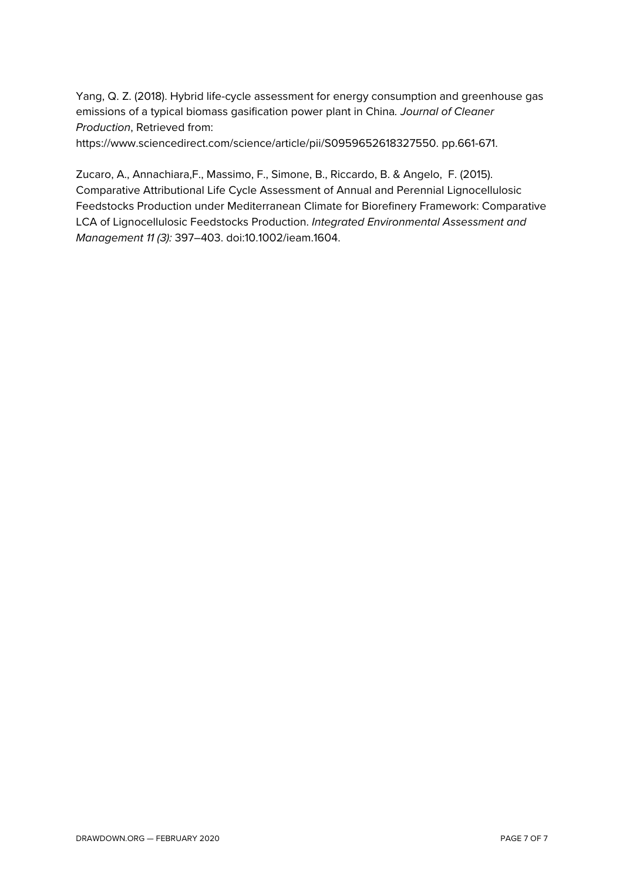Yang, Q. Z. (2018). Hybrid life-cycle assessment for energy consumption and greenhouse gas emissions of a typical biomass gasification power plant in China. *Journal of Cleaner Production*, Retrieved from: https://www.sciencedirect.com/science/article/pii/S0959652618327550. pp.661-671.

Zucaro, A., Annachiara,F., Massimo, F., Simone, B., Riccardo, B. & Angelo, F. (2015). Comparative Attributional Life Cycle Assessment of Annual and Perennial Lignocellulosic Feedstocks Production under Mediterranean Climate for Biorefinery Framework: Comparative LCA of Lignocellulosic Feedstocks Production. *Integrated Environmental Assessment and Management 11 (3):* 397–403. doi:10.1002/ieam.1604.